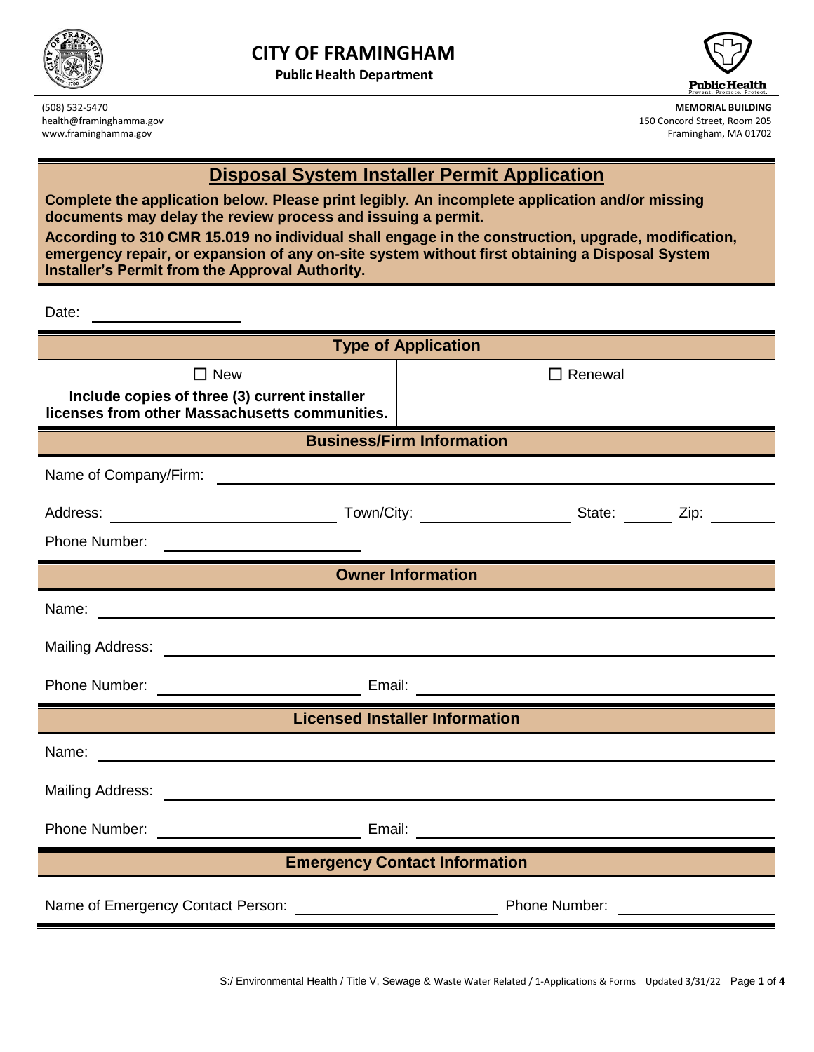# CITY OF FRAMINGHAM

**Public Health Department**

(508) 532-5470
health@framinghamma.gov
www.framinghamma.gov

**MEMORIAL BUILDING**
150 Concord Street, Room 205
Framingham, MA 01702

## Disposal System Installer Permit Application

**Complete the application below. Please print legibly. An incomplete application and/or missing documents may delay the review process and issuing a permit.**

**According to 310 CMR 15.019 no individual shall engage in the construction, upgrade, modification, emergency repair, or expansion of any on-site system without first obtaining a Disposal System Installer's Permit from the Approval Authority.**

Date: ____________________

### Type of Application

| ☐ New | ☐ Renewal |
|---|---|
| **Include copies of three (3) current installer licenses from other Massachusetts communities.** | |

### Business/Firm Information

Name of Company/Firm: ____________________

Address: ____________________ Town/City: ____________________ State: ________ Zip: ________

Phone Number: ____________________

### Owner Information

Name: ____________________

Mailing Address: ____________________

Phone Number: ____________________ Email: ____________________

### Licensed Installer Information

Name: ____________________

Mailing Address: ____________________

Phone Number: ____________________ Email: ____________________

### Emergency Contact Information

Name of Emergency Contact Person: ____________________ Phone Number: ____________________

S:/ Environmental Health / Title V, Sewage & Waste Water Related / 1-Applications & Forms Updated 3/31/22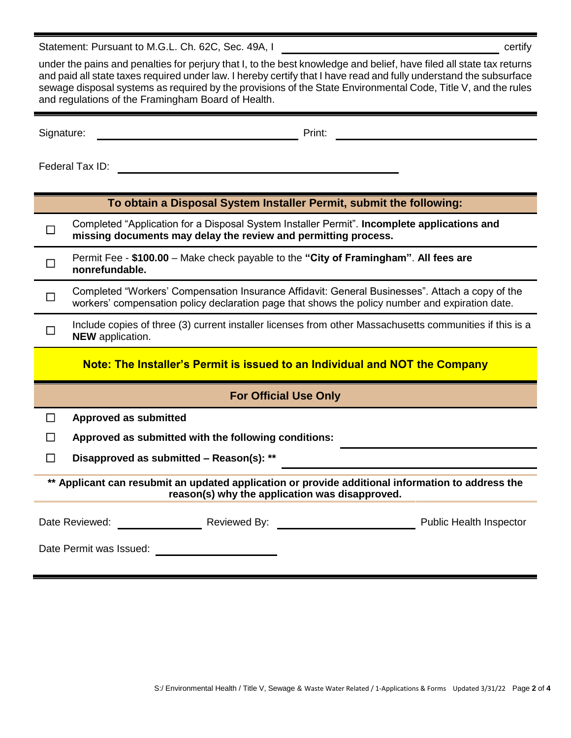Statement: Pursuant to M.G.L. Ch. 62C, Sec. 49A, I ______________________________ certify under the pains and penalties for perjury that I, to the best knowledge and belief, have filed all state tax returns and paid all state taxes required under law. I hereby certify that I have read and fully understand the subsurface sewage disposal systems as required by the provisions of the State Environmental Code, Title V, and the rules and regulations of the Framingham Board of Health.

Signature: ______________________________ Print: ______________________________

Federal Tax ID: ______________________________

## To obtain a Disposal System Installer Permit, submit the following:

- ☐ Completed "Application for a Disposal System Installer Permit". **Incomplete applications and missing documents may delay the review and permitting process.**
- ☐ Permit Fee - **$100.00** – Make check payable to the **"City of Framingham"**. **All fees are nonrefundable.**
- ☐ Completed "Workers' Compensation Insurance Affidavit: General Businesses". Attach a copy of the workers' compensation policy declaration page that shows the policy number and expiration date.
- ☐ Include copies of three (3) current installer licenses from other Massachusetts communities if this is a **NEW** application.

**Note: The Installer's Permit is issued to an Individual and NOT the Company**

## For Official Use Only

- ☐ **Approved as submitted**
- ☐ **Approved as submitted with the following conditions:** ______________________________
- ☐ **Disapproved as submitted – Reason(s): \*\*** ______________________________

**\*\* Applicant can resubmit an updated application or provide additional information to address the reason(s) why the application was disapproved.**

Date Reviewed: ______________ Reviewed By: ______________________________ Public Health Inspector

Date Permit was Issued: ______________________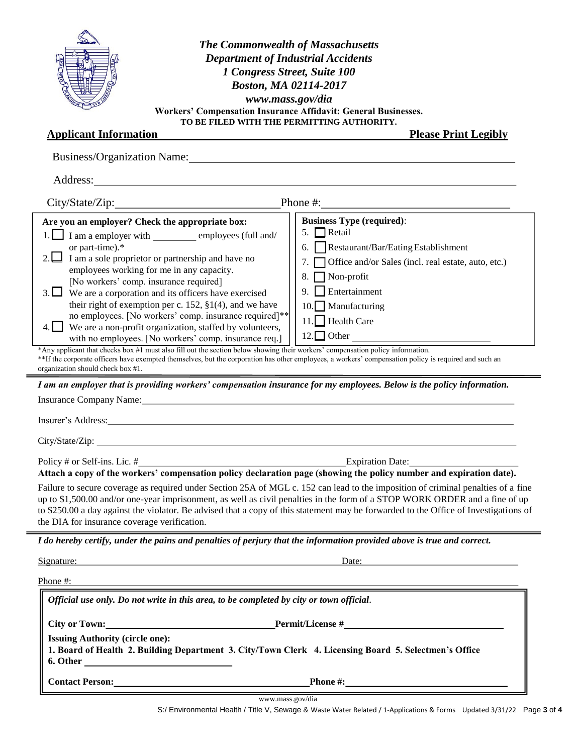***The Commonwealth of Massachusetts***
***Department of Industrial Accidents***
***1 Congress Street, Suite 100***
***Boston, MA 02114-2017***
***www.mass.gov/dia***

**Workers' Compensation Insurance Affidavit: General Businesses.**
**TO BE FILED WITH THE PERMITTING AUTHORITY.**

## Applicant Information — Please Print Legibly

Business/Organization Name: ______________________________

Address: ______________________________

City/State/Zip: ______________________________ Phone #: ______________________________

| **Are you an employer? Check the appropriate box:** | **Business Type (required)**: |
|---|---|
| 1. ☐ I am a employer with ________ employees (full and/ or part-time).* | 5. ☐ Retail |
| 2. ☐ I am a sole proprietor or partnership and have no employees working for me in any capacity. [No workers' comp. insurance required] | 6. ☐ Restaurant/Bar/Eating Establishment |
| 3. ☐ We are a corporation and its officers have exercised their right of exemption per c. 152, §1(4), and we have no employees. [No workers' comp. insurance required]** | 7. ☐ Office and/or Sales (incl. real estate, auto, etc.) |
| 4. ☐ We are a non-profit organization, staffed by volunteers, with no employees. [No workers' comp. insurance req.] | 8. ☐ Non-profit |
| | 9. ☐ Entertainment |
| | 10. ☐ Manufacturing |
| | 11. ☐ Health Care |
| | 12. ☐ Other ______________ |

*Any applicant that checks box #1 must also fill out the section below showing their workers' compensation policy information.
**If the corporate officers have exempted themselves, but the corporation has other employees, a workers' compensation policy is required and such an organization should check box #1.

***I am an employer that is providing workers' compensation insurance for my employees. Below is the policy information.***

Insurance Company Name: ______________________________

Insurer's Address: ______________________________

City/State/Zip: ______________________________

Policy # or Self-ins. Lic. # ______________________________ Expiration Date: ______________

**Attach a copy of the workers' compensation policy declaration page (showing the policy number and expiration date).**

Failure to secure coverage as required under Section 25A of MGL c. 152 can lead to the imposition of criminal penalties of a fine up to $1,500.00 and/or one-year imprisonment, as well as civil penalties in the form of a STOP WORK ORDER and a fine of up to $250.00 a day against the violator. Be advised that a copy of this statement may be forwarded to the Office of Investigations of the DIA for insurance coverage verification.

***I do hereby certify, under the pains and penalties of perjury that the information provided above is true and correct.***

Signature: ______________________________ Date: ______________________________

Phone #: ______________________________

***Official use only. Do not write in this area, to be completed by city or town official.***

**City or Town:** ______________________________ **Permit/License #** ______________________________

**Issuing Authority (circle one):**
**1. Board of Health 2. Building Department 3. City/Town Clerk 4. Licensing Board 5. Selectmen's Office**
**6. Other** ______________________________

**Contact Person:** ______________________________ **Phone #:** ______________________________

www.mass.gov/dia

S:/ Environmental Health / Title V, Sewage & Waste Water Related / 1-Applications & Forms Updated 3/31/22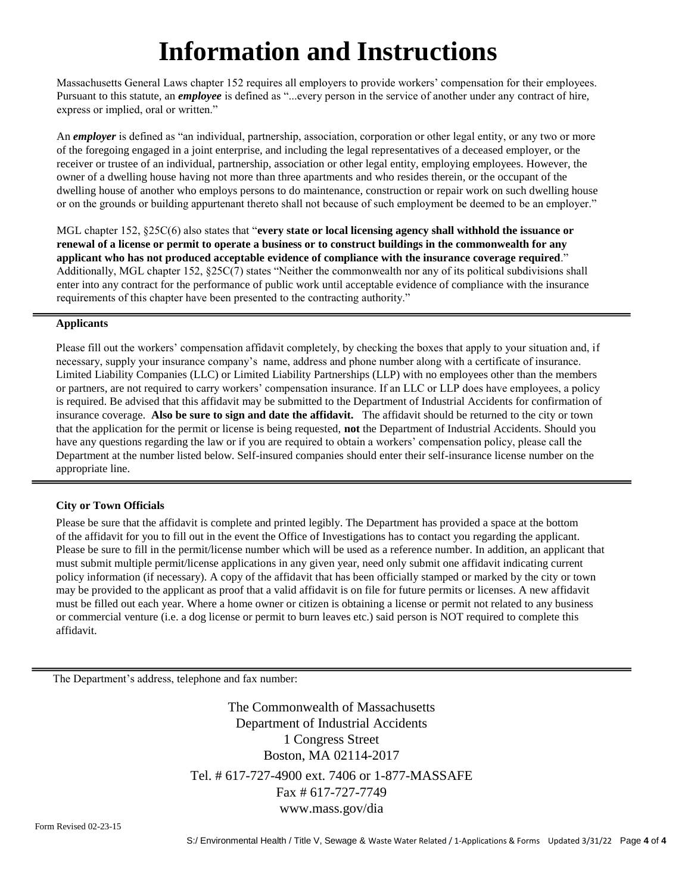# Information and Instructions

Massachusetts General Laws chapter 152 requires all employers to provide workers' compensation for their employees. Pursuant to this statute, an ***employee*** is defined as "...every person in the service of another under any contract of hire, express or implied, oral or written."

An ***employer*** is defined as "an individual, partnership, association, corporation or other legal entity, or any two or more of the foregoing engaged in a joint enterprise, and including the legal representatives of a deceased employer, or the receiver or trustee of an individual, partnership, association or other legal entity, employing employees. However, the owner of a dwelling house having not more than three apartments and who resides therein, or the occupant of the dwelling house of another who employs persons to do maintenance, construction or repair work on such dwelling house or on the grounds or building appurtenant thereto shall not because of such employment be deemed to be an employer."

MGL chapter 152, §25C(6) also states that "**every state or local licensing agency shall withhold the issuance or renewal of a license or permit to operate a business or to construct buildings in the commonwealth for any applicant who has not produced acceptable evidence of compliance with the insurance coverage required**." Additionally, MGL chapter 152, §25C(7) states "Neither the commonwealth nor any of its political subdivisions shall enter into any contract for the performance of public work until acceptable evidence of compliance with the insurance requirements of this chapter have been presented to the contracting authority."

---

**Applicants**

Please fill out the workers' compensation affidavit completely, by checking the boxes that apply to your situation and, if necessary, supply your insurance company's name, address and phone number along with a certificate of insurance. Limited Liability Companies (LLC) or Limited Liability Partnerships (LLP) with no employees other than the members or partners, are not required to carry workers' compensation insurance. If an LLC or LLP does have employees, a policy is required. Be advised that this affidavit may be submitted to the Department of Industrial Accidents for confirmation of insurance coverage. **Also be sure to sign and date the affidavit.** The affidavit should be returned to the city or town that the application for the permit or license is being requested, **not** the Department of Industrial Accidents. Should you have any questions regarding the law or if you are required to obtain a workers' compensation policy, please call the Department at the number listed below. Self-insured companies should enter their self-insurance license number on the appropriate line.

---

**City or Town Officials**

Please be sure that the affidavit is complete and printed legibly. The Department has provided a space at the bottom of the affidavit for you to fill out in the event the Office of Investigations has to contact you regarding the applicant. Please be sure to fill in the permit/license number which will be used as a reference number. In addition, an applicant that must submit multiple permit/license applications in any given year, need only submit one affidavit indicating current policy information (if necessary). A copy of the affidavit that has been officially stamped or marked by the city or town may be provided to the applicant as proof that a valid affidavit is on file for future permits or licenses. A new affidavit must be filled out each year. Where a home owner or citizen is obtaining a license or permit not related to any business or commercial venture (i.e. a dog license or permit to burn leaves etc.) said person is NOT required to complete this affidavit.

---

The Department's address, telephone and fax number:

The Commonwealth of Massachusetts
Department of Industrial Accidents
1 Congress Street
Boston, MA 02114-2017
Tel. # 617-727-4900 ext. 7406 or 1-877-MASSAFE
Fax # 617-727-7749
www.mass.gov/dia

Form Revised 02-23-15

S:/ Environmental Health / Title V, Sewage & Waste Water Related / 1-Applications & Forms Updated 3/31/22